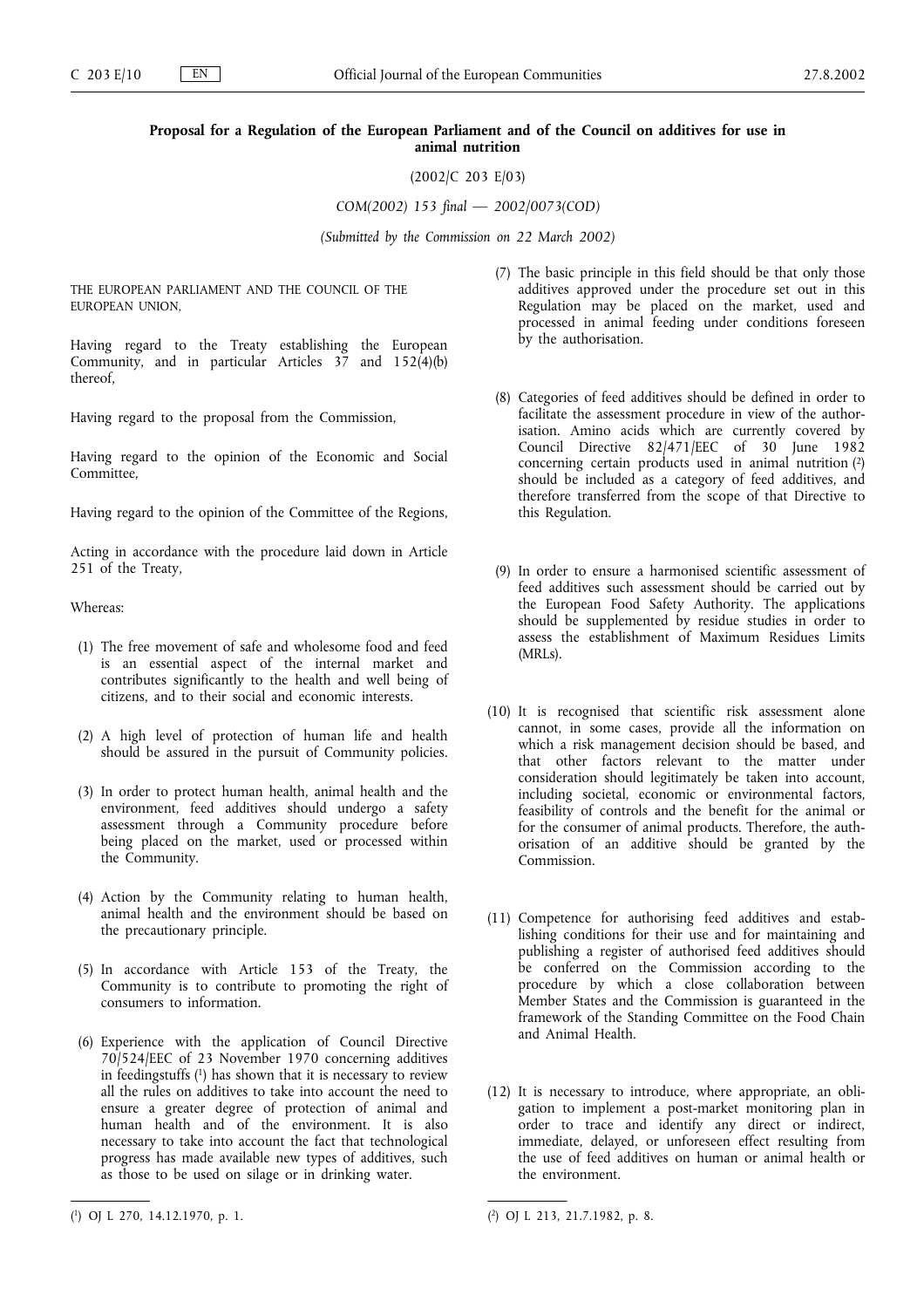**Proposal for a Regulation of the European Parliament and of the Council on additives for use in animal nutrition**

(2002/C 203 E/03)

*COM(2002) 153 final — 2002/0073(COD)*

*(Submitted by the Commission on 22 March 2002)*

THE EUROPEAN PARLIAMENT AND THE COUNCIL OF THE EUROPEAN UNION,

Having regard to the Treaty establishing the European Community, and in particular Articles 37 and 152(4)(b) thereof,

Having regard to the proposal from the Commission,

Having regard to the opinion of the Economic and Social Committee,

Having regard to the opinion of the Committee of the Regions,

Acting in accordance with the procedure laid down in Article 251 of the Treaty,

Whereas:

(1) The free movement of safe and wholesome food and feed is an essential aspect of the internal market and contributes significantly to the health and well being of citizens, and to their social and economic interests.

(2) A high level of protection of human life and health should be assured in the pursuit of Community policies.

(3) In order to protect human health, animal health and the environment, feed additives should undergo a safety assessment through a Community procedure before being placed on the market, used or processed within the Community.

(4) Action by the Community relating to human health, animal health and the environment should be based on the precautionary principle.

(5) In accordance with Article 153 of the Treaty, the Community is to contribute to promoting the right of consumers to information.

(6) Experience with the application of Council Directive 70/524/EEC of 23 November 1970 concerning additives in feedingstuffs [1] has shown that it is necessary to review all the rules on additives to take into account the need to ensure a greater degree of protection of animal and human health and of the environment. It is also necessary to take into account the fact that technological progress has made available new types of additives, such as those to be used on silage or in drinking water.

(7) The basic principle in this field should be that only those additives approved under the procedure set out in this Regulation may be placed on the market, used and processed in animal feeding under conditions foreseen by the authorisation.

(8) Categories of feed additives should be defined in order to facilitate the assessment procedure in view of the authorisation. Amino acids which are currently covered by Council Directive 82/471/EEC of 30 June 1982 concerning certain products used in animal nutrition [2] should be included as a category of feed additives, and therefore transferred from the scope of that Directive to this Regulation.

(9) In order to ensure a harmonised scientific assessment of feed additives such assessment should be carried out by the European Food Safety Authority. The applications should be supplemented by residue studies in order to assess the establishment of Maximum Residues Limits (MRLs).

(10) It is recognised that scientific risk assessment alone cannot, in some cases, provide all the information on which a risk management decision should be based, and that other factors relevant to the matter under consideration should legitimately be taken into account, including societal, economic or environmental factors, feasibility of controls and the benefit for the animal or for the consumer of animal products. Therefore, the authorisation of an additive should be granted by the Commission.

(11) Competence for authorising feed additives and establishing conditions for their use and for maintaining and publishing a register of authorised feed additives should be conferred on the Commission according to the procedure by which a close collaboration between Member States and the Commission is guaranteed in the framework of the Standing Committee on the Food Chain and Animal Health.

(12) It is necessary to introduce, where appropriate, an obligation to implement a post-market monitoring plan in order to trace and identify any direct or indirect, immediate, delayed, or unforeseen effect resulting from the use of feed additives on human or animal health or the environment.

---

[1] OJ L 270, 14.12.1970, p. 1.

[2] OJ L 213, 21.7.1982, p. 8.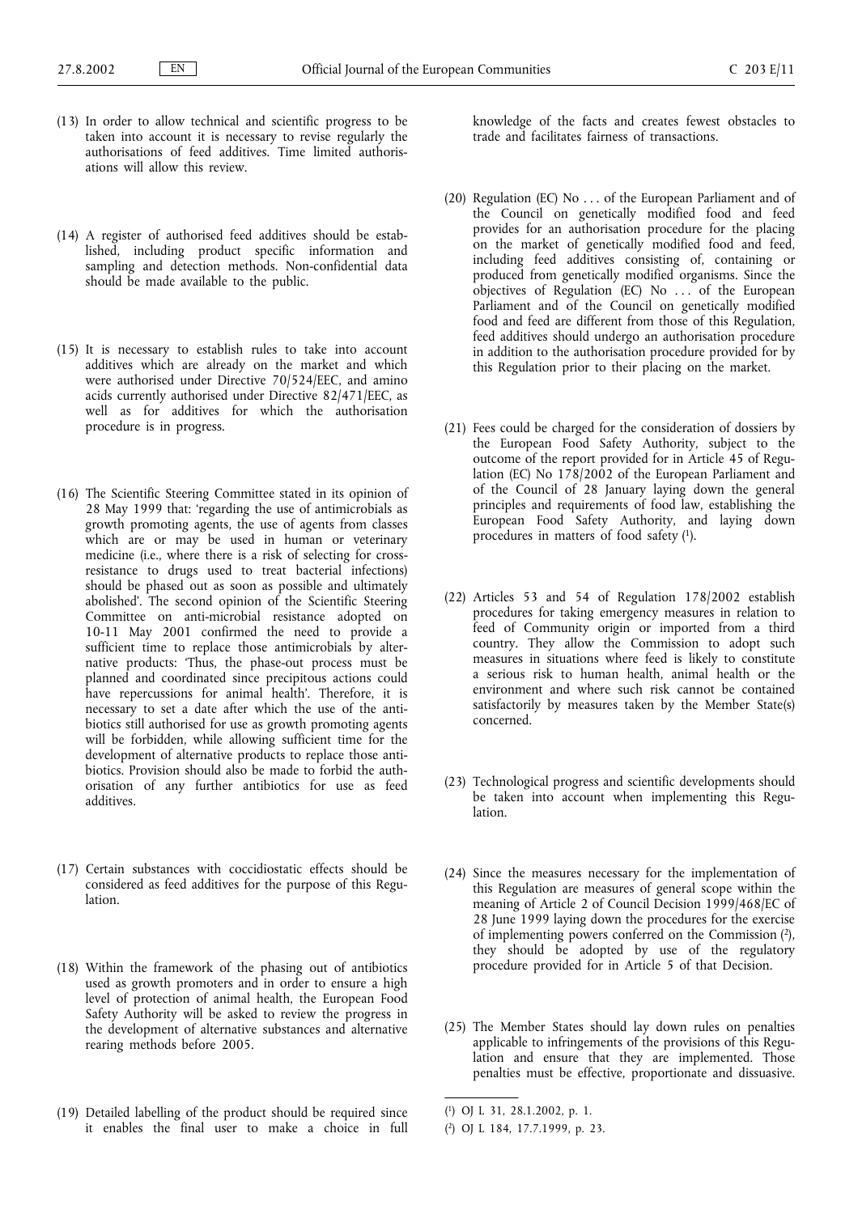(13) In order to allow technical and scientific progress to be taken into account it is necessary to revise regularly the authorisations of feed additives. Time limited authorisations will allow this review.

(14) A register of authorised feed additives should be established, including product specific information and sampling and detection methods. Non-confidential data should be made available to the public.

(15) It is necessary to establish rules to take into account additives which are already on the market and which were authorised under Directive 70/524/EEC, and amino acids currently authorised under Directive 82/471/EEC, as well as for additives for which the authorisation procedure is in progress.

(16) The Scientific Steering Committee stated in its opinion of 28 May 1999 that: 'regarding the use of antimicrobials as growth promoting agents, the use of agents from classes which are or may be used in human or veterinary medicine (i.e., where there is a risk of selecting for cross-resistance to drugs used to treat bacterial infections) should be phased out as soon as possible and ultimately abolished'. The second opinion of the Scientific Steering Committee on anti-microbial resistance adopted on 10-11 May 2001 confirmed the need to provide a sufficient time to replace those antimicrobials by alternative products: 'Thus, the phase-out process must be planned and coordinated since precipitous actions could have repercussions for animal health'. Therefore, it is necessary to set a date after which the use of the antibiotics still authorised for use as growth promoting agents will be forbidden, while allowing sufficient time for the development of alternative products to replace those antibiotics. Provision should also be made to forbid the authorisation of any further antibiotics for use as feed additives.

(17) Certain substances with coccidiostatic effects should be considered as feed additives for the purpose of this Regulation.

(18) Within the framework of the phasing out of antibiotics used as growth promoters and in order to ensure a high level of protection of animal health, the European Food Safety Authority will be asked to review the progress in the development of alternative substances and alternative rearing methods before 2005.

(19) Detailed labelling of the product should be required since it enables the final user to make a choice in full knowledge of the facts and creates fewest obstacles to trade and facilitates fairness of transactions.

(20) Regulation (EC) No ... of the European Parliament and of the Council on genetically modified food and feed provides for an authorisation procedure for the placing on the market of genetically modified food and feed, including feed additives consisting of, containing or produced from genetically modified organisms. Since the objectives of Regulation (EC) No ... of the European Parliament and of the Council on genetically modified food and feed are different from those of this Regulation, feed additives should undergo an authorisation procedure in addition to the authorisation procedure provided for by this Regulation prior to their placing on the market.

(21) Fees could be charged for the consideration of dossiers by the European Food Safety Authority, subject to the outcome of the report provided for in Article 45 of Regulation (EC) No 178/2002 of the European Parliament and of the Council of 28 January laying down the general principles and requirements of food law, establishing the European Food Safety Authority, and laying down procedures in matters of food safety [1].

(22) Articles 53 and 54 of Regulation 178/2002 establish procedures for taking emergency measures in relation to feed of Community origin or imported from a third country. They allow the Commission to adopt such measures in situations where feed is likely to constitute a serious risk to human health, animal health or the environment and where such risk cannot be contained satisfactorily by measures taken by the Member State(s) concerned.

(23) Technological progress and scientific developments should be taken into account when implementing this Regulation.

(24) Since the measures necessary for the implementation of this Regulation are measures of general scope within the meaning of Article 2 of Council Decision 1999/468/EC of 28 June 1999 laying down the procedures for the exercise of implementing powers conferred on the Commission [2], they should be adopted by use of the regulatory procedure provided for in Article 5 of that Decision.

(25) The Member States should lay down rules on penalties applicable to infringements of the provisions of this Regulation and ensure that they are implemented. Those penalties must be effective, proportionate and dissuasive.

[1] OJ L 31, 28.1.2002, p. 1.

[2] OJ L 184, 17.7.1999, p. 23.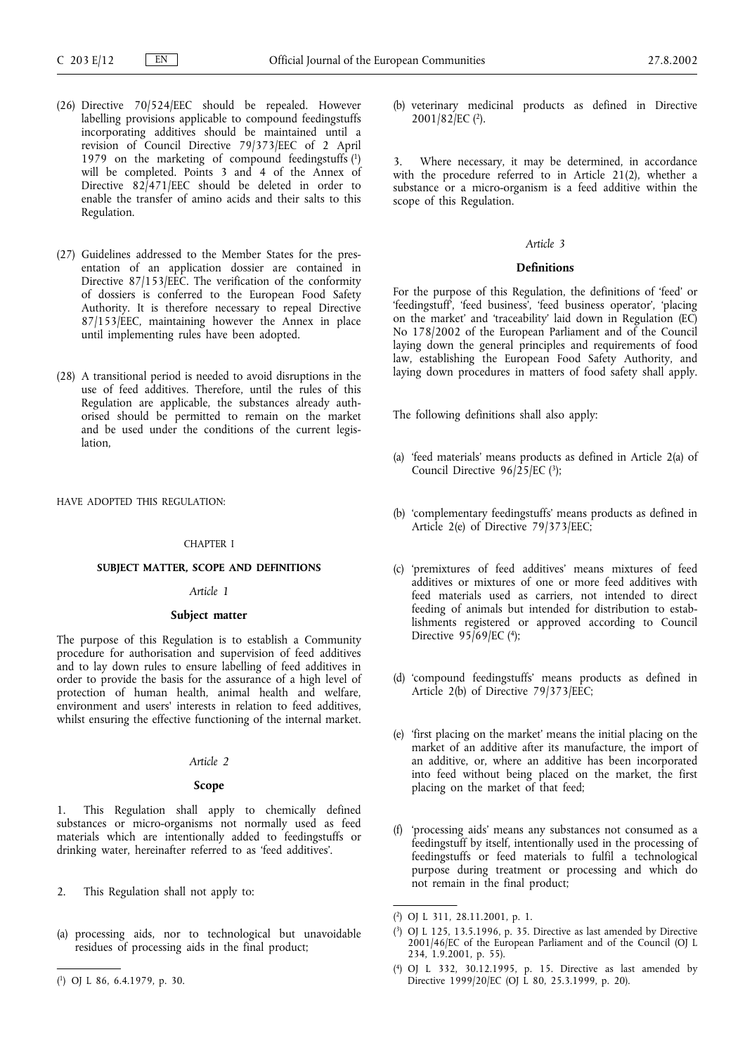(26) Directive 70/524/EEC should be repealed. However labelling provisions applicable to compound feedingstuffs incorporating additives should be maintained until a revision of Council Directive 79/373/EEC of 2 April 1979 on the marketing of compound feedingstuffs [1] will be completed. Points 3 and 4 of the Annex of Directive 82/471/EEC should be deleted in order to enable the transfer of amino acids and their salts to this Regulation.

(27) Guidelines addressed to the Member States for the presentation of an application dossier are contained in Directive 87/153/EEC. The verification of the conformity of dossiers is conferred to the European Food Safety Authority. It is therefore necessary to repeal Directive 87/153/EEC, maintaining however the Annex in place until implementing rules have been adopted.

(28) A transitional period is needed to avoid disruptions in the use of feed additives. Therefore, until the rules of this Regulation are applicable, the substances already authorised should be permitted to remain on the market and be used under the conditions of the current legislation,

HAVE ADOPTED THIS REGULATION:

CHAPTER I

**SUBJECT MATTER, SCOPE AND DEFINITIONS**

*Article 1*

**Subject matter**

The purpose of this Regulation is to establish a Community procedure for authorisation and supervision of feed additives and to lay down rules to ensure labelling of feed additives in order to provide the basis for the assurance of a high level of protection of human health, animal health and welfare, environment and users' interests in relation to feed additives, whilst ensuring the effective functioning of the internal market.

*Article 2*

**Scope**

1. This Regulation shall apply to chemically defined substances or micro-organisms not normally used as feed materials which are intentionally added to feedingstuffs or drinking water, hereinafter referred to as 'feed additives'.

2. This Regulation shall not apply to:

(a) processing aids, nor to technological but unavoidable residues of processing aids in the final product;

(b) veterinary medicinal products as defined in Directive 2001/82/EC [2].

3. Where necessary, it may be determined, in accordance with the procedure referred to in Article 21(2), whether a substance or a micro-organism is a feed additive within the scope of this Regulation.

*Article 3*

**Definitions**

For the purpose of this Regulation, the definitions of 'feed' or 'feedingstuff', 'feed business', 'feed business operator', 'placing on the market' and 'traceability' laid down in Regulation (EC) No 178/2002 of the European Parliament and of the Council laying down the general principles and requirements of food law, establishing the European Food Safety Authority, and laying down procedures in matters of food safety shall apply.

The following definitions shall also apply:

(a) 'feed materials' means products as defined in Article 2(a) of Council Directive 96/25/EC [3];

(b) 'complementary feedingstuffs' means products as defined in Article 2(e) of Directive 79/373/EEC;

(c) 'premixtures of feed additives' means mixtures of feed additives or mixtures of one or more feed additives with feed materials used as carriers, not intended to direct feeding of animals but intended for distribution to establishments registered or approved according to Council Directive 95/69/EC [4];

(d) 'compound feedingstuffs' means products as defined in Article 2(b) of Directive 79/373/EEC;

(e) 'first placing on the market' means the initial placing on the market of an additive after its manufacture, the import of an additive, or, where an additive has been incorporated into feed without being placed on the market, the first placing on the market of that feed;

(f) 'processing aids' means any substances not consumed as a feedingstuff by itself, intentionally used in the processing of feedingstuffs or feed materials to fulfil a technological purpose during treatment or processing and which do not remain in the final product;

---

[1] OJ L 86, 6.4.1979, p. 30.

[2] OJ L 311, 28.11.2001, p. 1.

[3] OJ L 125, 13.5.1996, p. 35. Directive as last amended by Directive 2001/46/EC of the European Parliament and of the Council (OJ L 234, 1.9.2001, p. 55).

[4] OJ L 332, 30.12.1995, p. 15. Directive as last amended by Directive 1999/20/EC (OJ L 80, 25.3.1999, p. 20).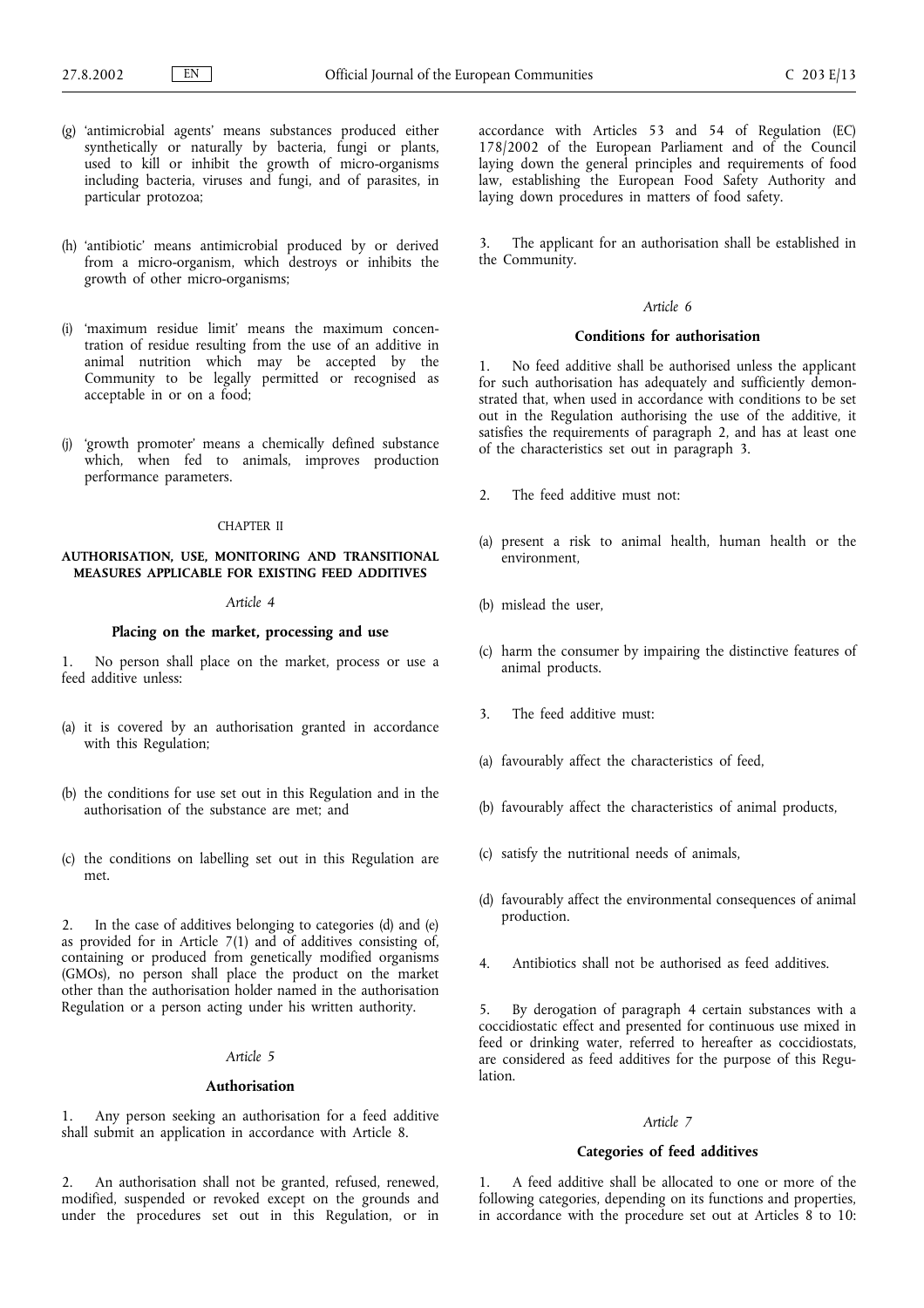(g) 'antimicrobial agents' means substances produced either synthetically or naturally by bacteria, fungi or plants, used to kill or inhibit the growth of micro-organisms including bacteria, viruses and fungi, and of parasites, in particular protozoa;

(h) 'antibiotic' means antimicrobial produced by or derived from a micro-organism, which destroys or inhibits the growth of other micro-organisms;

(i) 'maximum residue limit' means the maximum concentration of residue resulting from the use of an additive in animal nutrition which may be accepted by the Community to be legally permitted or recognised as acceptable in or on a food;

(j) 'growth promoter' means a chemically defined substance which, when fed to animals, improves production performance parameters.

## CHAPTER II

## AUTHORISATION, USE, MONITORING AND TRANSITIONAL MEASURES APPLICABLE FOR EXISTING FEED ADDITIVES

### *Article 4*

### Placing on the market, processing and use

1. No person shall place on the market, process or use a feed additive unless:

(a) it is covered by an authorisation granted in accordance with this Regulation;

(b) the conditions for use set out in this Regulation and in the authorisation of the substance are met; and

(c) the conditions on labelling set out in this Regulation are met.

2. In the case of additives belonging to categories (d) and (e) as provided for in Article 7(1) and of additives consisting of, containing or produced from genetically modified organisms (GMOs), no person shall place the product on the market other than the authorisation holder named in the authorisation Regulation or a person acting under his written authority.

### *Article 5*

### Authorisation

1. Any person seeking an authorisation for a feed additive shall submit an application in accordance with Article 8.

2. An authorisation shall not be granted, refused, renewed, modified, suspended or revoked except on the grounds and under the procedures set out in this Regulation, or in accordance with Articles 53 and 54 of Regulation (EC) 178/2002 of the European Parliament and of the Council laying down the general principles and requirements of food law, establishing the European Food Safety Authority and laying down procedures in matters of food safety.

3. The applicant for an authorisation shall be established in the Community.

### *Article 6*

### Conditions for authorisation

1. No feed additive shall be authorised unless the applicant for such authorisation has adequately and sufficiently demonstrated that, when used in accordance with conditions to be set out in the Regulation authorising the use of the additive, it satisfies the requirements of paragraph 2, and has at least one of the characteristics set out in paragraph 3.

2. The feed additive must not:

(a) present a risk to animal health, human health or the environment,

(b) mislead the user,

(c) harm the consumer by impairing the distinctive features of animal products.

3. The feed additive must:

(a) favourably affect the characteristics of feed,

(b) favourably affect the characteristics of animal products,

(c) satisfy the nutritional needs of animals,

(d) favourably affect the environmental consequences of animal production.

4. Antibiotics shall not be authorised as feed additives.

5. By derogation of paragraph 4 certain substances with a coccidiostatic effect and presented for continuous use mixed in feed or drinking water, referred to hereafter as coccidiostats, are considered as feed additives for the purpose of this Regulation.

### *Article 7*

### Categories of feed additives

1. A feed additive shall be allocated to one or more of the following categories, depending on its functions and properties, in accordance with the procedure set out at Articles 8 to 10: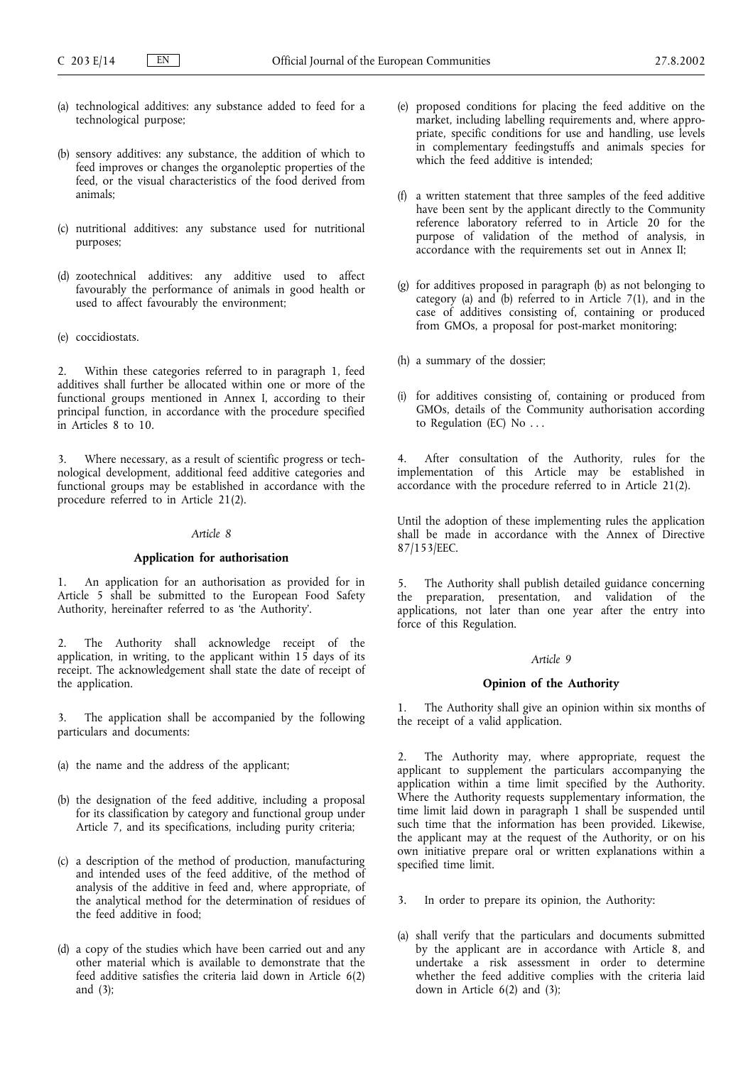(a) technological additives: any substance added to feed for a technological purpose;

(b) sensory additives: any substance, the addition of which to feed improves or changes the organoleptic properties of the feed, or the visual characteristics of the food derived from animals;

(c) nutritional additives: any substance used for nutritional purposes;

(d) zootechnical additives: any additive used to affect favourably the performance of animals in good health or used to affect favourably the environment;

(e) coccidiostats.

2. Within these categories referred to in paragraph 1, feed additives shall further be allocated within one or more of the functional groups mentioned in Annex I, according to their principal function, in accordance with the procedure specified in Articles 8 to 10.

3. Where necessary, as a result of scientific progress or technological development, additional feed additive categories and functional groups may be established in accordance with the procedure referred to in Article 21(2).

*Article 8*

**Application for authorisation**

1. An application for an authorisation as provided for in Article 5 shall be submitted to the European Food Safety Authority, hereinafter referred to as 'the Authority'.

2. The Authority shall acknowledge receipt of the application, in writing, to the applicant within 15 days of its receipt. The acknowledgement shall state the date of receipt of the application.

3. The application shall be accompanied by the following particulars and documents:

(a) the name and the address of the applicant;

(b) the designation of the feed additive, including a proposal for its classification by category and functional group under Article 7, and its specifications, including purity criteria;

(c) a description of the method of production, manufacturing and intended uses of the feed additive, of the method of analysis of the additive in feed and, where appropriate, of the analytical method for the determination of residues of the feed additive in food;

(d) a copy of the studies which have been carried out and any other material which is available to demonstrate that the feed additive satisfies the criteria laid down in Article 6(2) and (3);

(e) proposed conditions for placing the feed additive on the market, including labelling requirements and, where appropriate, specific conditions for use and handling, use levels in complementary feedingstuffs and animals species for which the feed additive is intended;

(f) a written statement that three samples of the feed additive have been sent by the applicant directly to the Community reference laboratory referred to in Article 20 for the purpose of validation of the method of analysis, in accordance with the requirements set out in Annex II;

(g) for additives proposed in paragraph (b) as not belonging to category (a) and (b) referred to in Article 7(1), and in the case of additives consisting of, containing or produced from GMOs, a proposal for post-market monitoring;

(h) a summary of the dossier;

(i) for additives consisting of, containing or produced from GMOs, details of the Community authorisation according to Regulation (EC) No . . .

4. After consultation of the Authority, rules for the implementation of this Article may be established in accordance with the procedure referred to in Article 21(2).

Until the adoption of these implementing rules the application shall be made in accordance with the Annex of Directive 87/153/EEC.

5. The Authority shall publish detailed guidance concerning the preparation, presentation, and validation of the applications, not later than one year after the entry into force of this Regulation.

*Article 9*

**Opinion of the Authority**

1. The Authority shall give an opinion within six months of the receipt of a valid application.

2. The Authority may, where appropriate, request the applicant to supplement the particulars accompanying the application within a time limit specified by the Authority. Where the Authority requests supplementary information, the time limit laid down in paragraph 1 shall be suspended until such time that the information has been provided. Likewise, the applicant may at the request of the Authority, or on his own initiative prepare oral or written explanations within a specified time limit.

3. In order to prepare its opinion, the Authority:

(a) shall verify that the particulars and documents submitted by the applicant are in accordance with Article 8, and undertake a risk assessment in order to determine whether the feed additive complies with the criteria laid down in Article 6(2) and (3);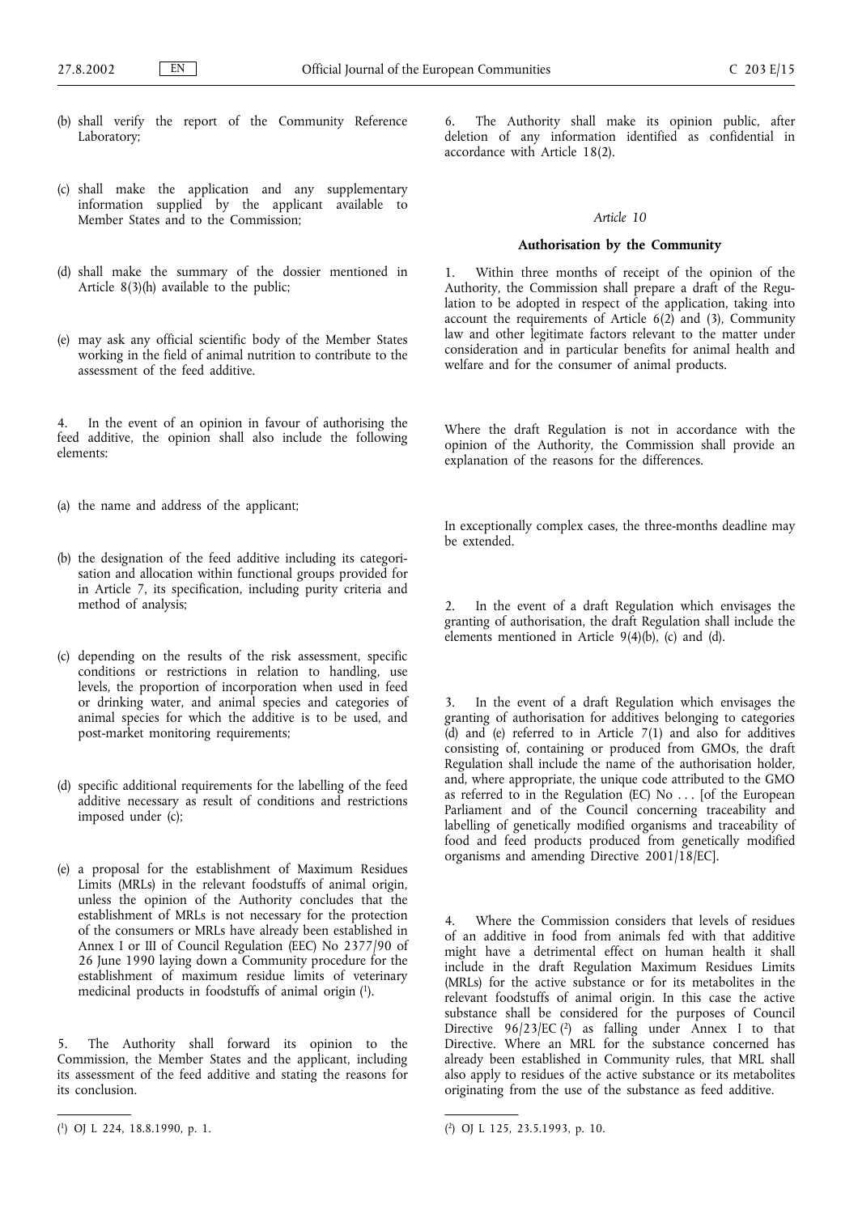(b) shall verify the report of the Community Reference Laboratory;

(c) shall make the application and any supplementary information supplied by the applicant available to Member States and to the Commission;

(d) shall make the summary of the dossier mentioned in Article 8(3)(h) available to the public;

(e) may ask any official scientific body of the Member States working in the field of animal nutrition to contribute to the assessment of the feed additive.

4. In the event of an opinion in favour of authorising the feed additive, the opinion shall also include the following elements:

(a) the name and address of the applicant;

(b) the designation of the feed additive including its categorisation and allocation within functional groups provided for in Article 7, its specification, including purity criteria and method of analysis;

(c) depending on the results of the risk assessment, specific conditions or restrictions in relation to handling, use levels, the proportion of incorporation when used in feed or drinking water, and animal species and categories of animal species for which the additive is to be used, and post-market monitoring requirements;

(d) specific additional requirements for the labelling of the feed additive necessary as result of conditions and restrictions imposed under (c);

(e) a proposal for the establishment of Maximum Residues Limits (MRLs) in the relevant foodstuffs of animal origin, unless the opinion of the Authority concludes that the establishment of MRLs is not necessary for the protection of the consumers or MRLs have already been established in Annex I or III of Council Regulation (EEC) No 2377/90 of 26 June 1990 laying down a Community procedure for the establishment of maximum residue limits of veterinary medicinal products in foodstuffs of animal origin [1].

5. The Authority shall forward its opinion to the Commission, the Member States and the applicant, including its assessment of the feed additive and stating the reasons for its conclusion.

6. The Authority shall make its opinion public, after deletion of any information identified as confidential in accordance with Article 18(2).

*Article 10*

**Authorisation by the Community**

1. Within three months of receipt of the opinion of the Authority, the Commission shall prepare a draft of the Regulation to be adopted in respect of the application, taking into account the requirements of Article 6(2) and (3), Community law and other legitimate factors relevant to the matter under consideration and in particular benefits for animal health and welfare and for the consumer of animal products.

Where the draft Regulation is not in accordance with the opinion of the Authority, the Commission shall provide an explanation of the reasons for the differences.

In exceptionally complex cases, the three-months deadline may be extended.

2. In the event of a draft Regulation which envisages the granting of authorisation, the draft Regulation shall include the elements mentioned in Article 9(4)(b), (c) and (d).

3. In the event of a draft Regulation which envisages the granting of authorisation for additives belonging to categories (d) and (e) referred to in Article 7(1) and also for additives consisting of, containing or produced from GMOs, the draft Regulation shall include the name of the authorisation holder, and, where appropriate, the unique code attributed to the GMO as referred to in the Regulation (EC) No ... [of the European Parliament and of the Council concerning traceability and labelling of genetically modified organisms and traceability of food and feed products produced from genetically modified organisms and amending Directive 2001/18/EC].

4. Where the Commission considers that levels of residues of an additive in food from animals fed with that additive might have a detrimental effect on human health it shall include in the draft Regulation Maximum Residues Limits (MRLs) for the active substance or for its metabolites in the relevant foodstuffs of animal origin. In this case the active substance shall be considered for the purposes of Council Directive 96/23/EC [2] as falling under Annex I to that Directive. Where an MRL for the substance concerned has already been established in Community rules, that MRL shall also apply to residues of the active substance or its metabolites originating from the use of the substance as feed additive.

---

[1] OJ L 224, 18.8.1990, p. 1.

[2] OJ L 125, 23.5.1993, p. 10.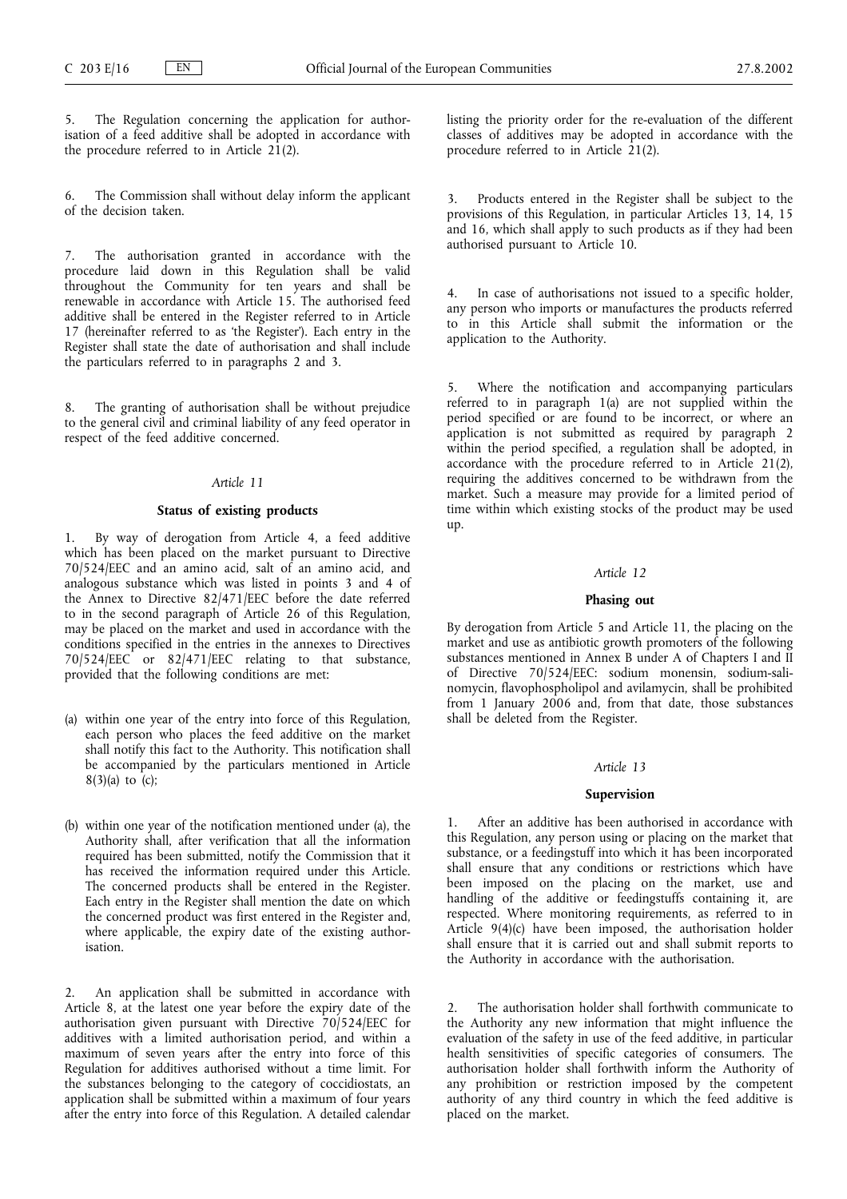5. The Regulation concerning the application for authorisation of a feed additive shall be adopted in accordance with the procedure referred to in Article 21(2).

6. The Commission shall without delay inform the applicant of the decision taken.

7. The authorisation granted in accordance with the procedure laid down in this Regulation shall be valid throughout the Community for ten years and shall be renewable in accordance with Article 15. The authorised feed additive shall be entered in the Register referred to in Article 17 (hereinafter referred to as 'the Register'). Each entry in the Register shall state the date of authorisation and shall include the particulars referred to in paragraphs 2 and 3.

8. The granting of authorisation shall be without prejudice to the general civil and criminal liability of any feed operator in respect of the feed additive concerned.

*Article 11*

**Status of existing products**

1. By way of derogation from Article 4, a feed additive which has been placed on the market pursuant to Directive 70/524/EEC and an amino acid, salt of an amino acid, and analogous substance which was listed in points 3 and 4 of the Annex to Directive 82/471/EEC before the date referred to in the second paragraph of Article 26 of this Regulation, may be placed on the market and used in accordance with the conditions specified in the entries in the annexes to Directives 70/524/EEC or 82/471/EEC relating to that substance, provided that the following conditions are met:

(a) within one year of the entry into force of this Regulation, each person who places the feed additive on the market shall notify this fact to the Authority. This notification shall be accompanied by the particulars mentioned in Article 8(3)(a) to (c);

(b) within one year of the notification mentioned under (a), the Authority shall, after verification that all the information required has been submitted, notify the Commission that it has received the information required under this Article. The concerned products shall be entered in the Register. Each entry in the Register shall mention the date on which the concerned product was first entered in the Register and, where applicable, the expiry date of the existing authorisation.

2. An application shall be submitted in accordance with Article 8, at the latest one year before the expiry date of the authorisation given pursuant with Directive 70/524/EEC for additives with a limited authorisation period, and within a maximum of seven years after the entry into force of this Regulation for additives authorised without a time limit. For the substances belonging to the category of coccidiostats, an application shall be submitted within a maximum of four years after the entry into force of this Regulation. A detailed calendar listing the priority order for the re-evaluation of the different classes of additives may be adopted in accordance with the procedure referred to in Article 21(2).

3. Products entered in the Register shall be subject to the provisions of this Regulation, in particular Articles 13, 14, 15 and 16, which shall apply to such products as if they had been authorised pursuant to Article 10.

4. In case of authorisations not issued to a specific holder, any person who imports or manufactures the products referred to in this Article shall submit the information or the application to the Authority.

5. Where the notification and accompanying particulars referred to in paragraph 1(a) are not supplied within the period specified or are found to be incorrect, or where an application is not submitted as required by paragraph 2 within the period specified, a regulation shall be adopted, in accordance with the procedure referred to in Article 21(2), requiring the additives concerned to be withdrawn from the market. Such a measure may provide for a limited period of time within which existing stocks of the product may be used up.

*Article 12*

**Phasing out**

By derogation from Article 5 and Article 11, the placing on the market and use as antibiotic growth promoters of the following substances mentioned in Annex B under A of Chapters I and II of Directive 70/524/EEC: sodium monensin, sodium-salinomycin, flavophospholipol and avilamycin, shall be prohibited from 1 January 2006 and, from that date, those substances shall be deleted from the Register.

*Article 13*

**Supervision**

1. After an additive has been authorised in accordance with this Regulation, any person using or placing on the market that substance, or a feedingstuff into which it has been incorporated shall ensure that any conditions or restrictions which have been imposed on the placing on the market, use and handling of the additive or feedingstuffs containing it, are respected. Where monitoring requirements, as referred to in Article 9(4)(c) have been imposed, the authorisation holder shall ensure that it is carried out and shall submit reports to the Authority in accordance with the authorisation.

2. The authorisation holder shall forthwith communicate to the Authority any new information that might influence the evaluation of the safety in use of the feed additive, in particular health sensitivities of specific categories of consumers. The authorisation holder shall forthwith inform the Authority of any prohibition or restriction imposed by the competent authority of any third country in which the feed additive is placed on the market.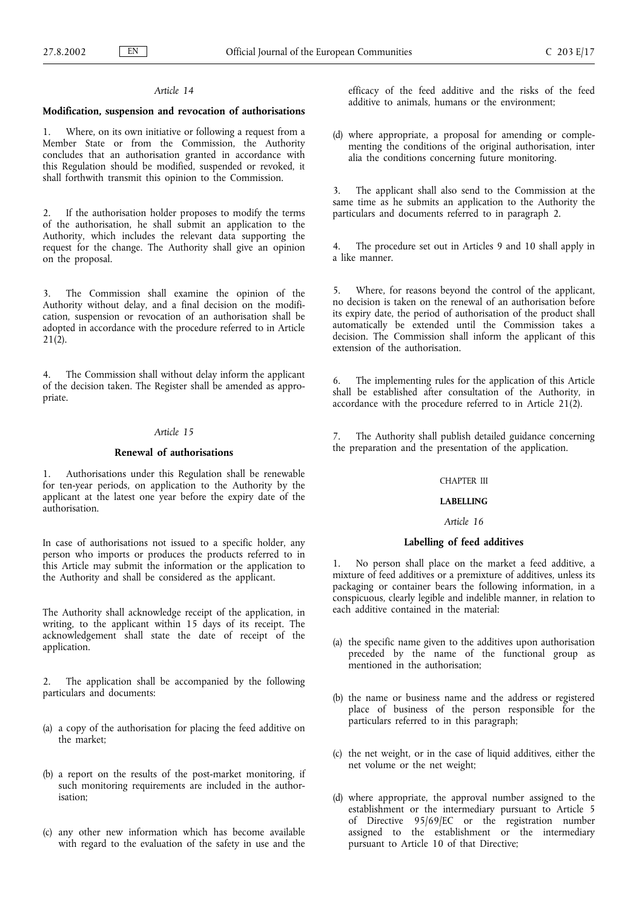### *Article 14*

#### **Modification, suspension and revocation of authorisations**

1. Where, on its own initiative or following a request from a Member State or from the Commission, the Authority concludes that an authorisation granted in accordance with this Regulation should be modified, suspended or revoked, it shall forthwith transmit this opinion to the Commission.

2. If the authorisation holder proposes to modify the terms of the authorisation, he shall submit an application to the Authority, which includes the relevant data supporting the request for the change. The Authority shall give an opinion on the proposal.

3. The Commission shall examine the opinion of the Authority without delay, and a final decision on the modification, suspension or revocation of an authorisation shall be adopted in accordance with the procedure referred to in Article 21(2).

4. The Commission shall without delay inform the applicant of the decision taken. The Register shall be amended as appropriate.

### *Article 15*

#### **Renewal of authorisations**

1. Authorisations under this Regulation shall be renewable for ten-year periods, on application to the Authority by the applicant at the latest one year before the expiry date of the authorisation.

In case of authorisations not issued to a specific holder, any person who imports or produces the products referred to in this Article may submit the information or the application to the Authority and shall be considered as the applicant.

The Authority shall acknowledge receipt of the application, in writing, to the applicant within 15 days of its receipt. The acknowledgement shall state the date of receipt of the application.

2. The application shall be accompanied by the following particulars and documents:

(a) a copy of the authorisation for placing the feed additive on the market;

(b) a report on the results of the post-market monitoring, if such monitoring requirements are included in the authorisation;

(c) any other new information which has become available with regard to the evaluation of the safety in use and the efficacy of the feed additive and the risks of the feed additive to animals, humans or the environment;

(d) where appropriate, a proposal for amending or complementing the conditions of the original authorisation, inter alia the conditions concerning future monitoring.

3. The applicant shall also send to the Commission at the same time as he submits an application to the Authority the particulars and documents referred to in paragraph 2.

4. The procedure set out in Articles 9 and 10 shall apply in a like manner.

5. Where, for reasons beyond the control of the applicant, no decision is taken on the renewal of an authorisation before its expiry date, the period of authorisation of the product shall automatically be extended until the Commission takes a decision. The Commission shall inform the applicant of this extension of the authorisation.

6. The implementing rules for the application of this Article shall be established after consultation of the Authority, in accordance with the procedure referred to in Article 21(2).

7. The Authority shall publish detailed guidance concerning the preparation and the presentation of the application.

## CHAPTER III

## **LABELLING**

### *Article 16*

#### **Labelling of feed additives**

1. No person shall place on the market a feed additive, a mixture of feed additives or a premixture of additives, unless its packaging or container bears the following information, in a conspicuous, clearly legible and indelible manner, in relation to each additive contained in the material:

(a) the specific name given to the additives upon authorisation preceded by the name of the functional group as mentioned in the authorisation;

(b) the name or business name and the address or registered place of business of the person responsible for the particulars referred to in this paragraph;

(c) the net weight, or in the case of liquid additives, either the net volume or the net weight;

(d) where appropriate, the approval number assigned to the establishment or the intermediary pursuant to Article 5 of Directive 95/69/EC or the registration number assigned to the establishment or the intermediary pursuant to Article 10 of that Directive;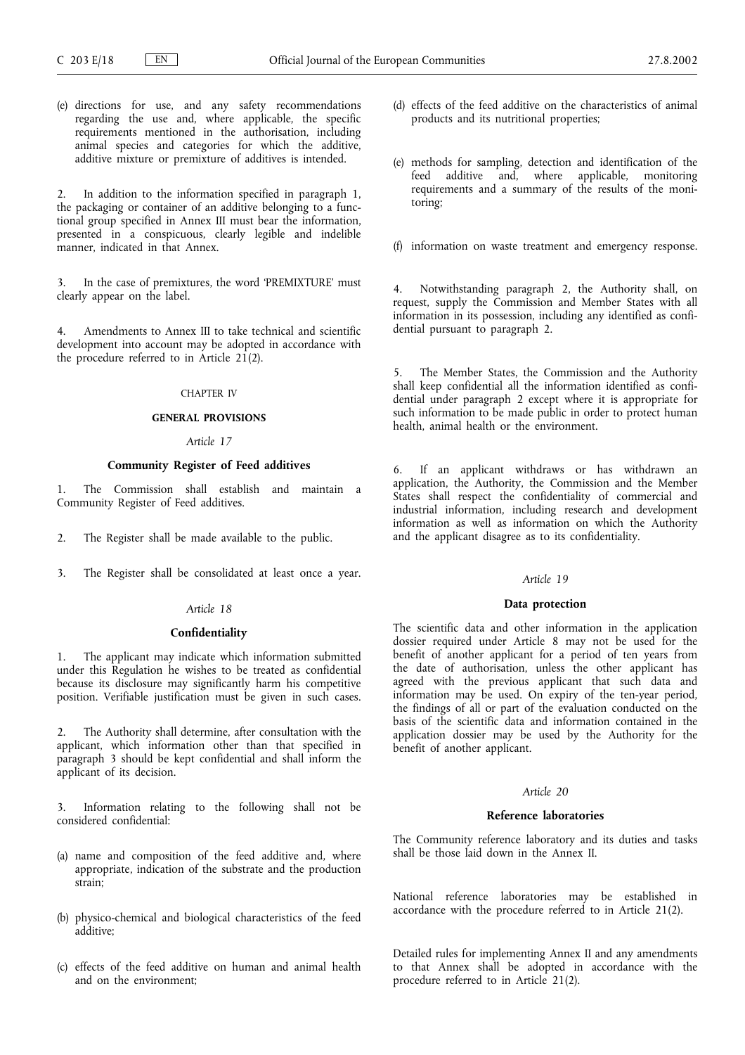(e) directions for use, and any safety recommendations regarding the use and, where applicable, the specific requirements mentioned in the authorisation, including animal species and categories for which the additive, additive mixture or premixture of additives is intended.

2. In addition to the information specified in paragraph 1, the packaging or container of an additive belonging to a functional group specified in Annex III must bear the information, presented in a conspicuous, clearly legible and indelible manner, indicated in that Annex.

3. In the case of premixtures, the word 'PREMIXTURE' must clearly appear on the label.

4. Amendments to Annex III to take technical and scientific development into account may be adopted in accordance with the procedure referred to in Article 21(2).

## CHAPTER IV

## GENERAL PROVISIONS

### *Article 17*

### Community Register of Feed additives

1. The Commission shall establish and maintain a Community Register of Feed additives.

2. The Register shall be made available to the public.

3. The Register shall be consolidated at least once a year.

### *Article 18*

### Confidentiality

1. The applicant may indicate which information submitted under this Regulation he wishes to be treated as confidential because its disclosure may significantly harm his competitive position. Verifiable justification must be given in such cases.

2. The Authority shall determine, after consultation with the applicant, which information other than that specified in paragraph 3 should be kept confidential and shall inform the applicant of its decision.

3. Information relating to the following shall not be considered confidential:

(a) name and composition of the feed additive and, where appropriate, indication of the substrate and the production strain;

(b) physico-chemical and biological characteristics of the feed additive;

(c) effects of the feed additive on human and animal health and on the environment;

(d) effects of the feed additive on the characteristics of animal products and its nutritional properties;

(e) methods for sampling, detection and identification of the feed additive and, where applicable, monitoring requirements and a summary of the results of the monitoring;

(f) information on waste treatment and emergency response.

4. Notwithstanding paragraph 2, the Authority shall, on request, supply the Commission and Member States with all information in its possession, including any identified as confidential pursuant to paragraph 2.

5. The Member States, the Commission and the Authority shall keep confidential all the information identified as confidential under paragraph 2 except where it is appropriate for such information to be made public in order to protect human health, animal health or the environment.

6. If an applicant withdraws or has withdrawn an application, the Authority, the Commission and the Member States shall respect the confidentiality of commercial and industrial information, including research and development information as well as information on which the Authority and the applicant disagree as to its confidentiality.

### *Article 19*

### Data protection

The scientific data and other information in the application dossier required under Article 8 may not be used for the benefit of another applicant for a period of ten years from the date of authorisation, unless the other applicant has agreed with the previous applicant that such data and information may be used. On expiry of the ten-year period, the findings of all or part of the evaluation conducted on the basis of the scientific data and information contained in the application dossier may be used by the Authority for the benefit of another applicant.

### *Article 20*

### Reference laboratories

The Community reference laboratory and its duties and tasks shall be those laid down in the Annex II.

National reference laboratories may be established in accordance with the procedure referred to in Article 21(2).

Detailed rules for implementing Annex II and any amendments to that Annex shall be adopted in accordance with the procedure referred to in Article 21(2).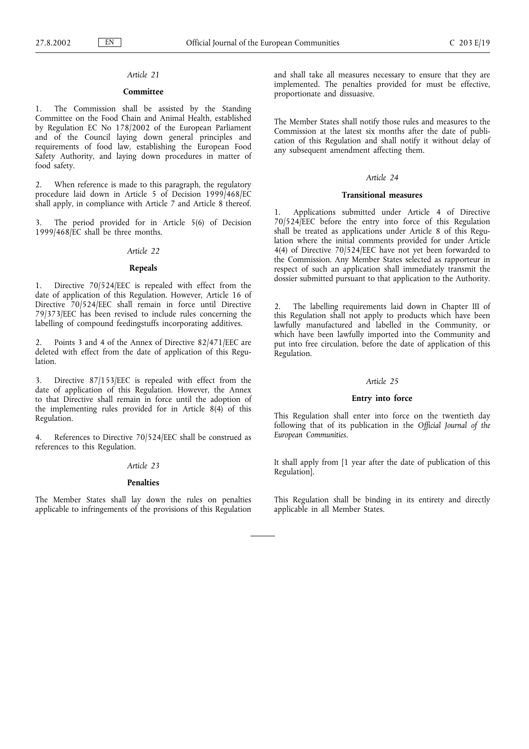*Article 21*

**Committee**

1. The Commission shall be assisted by the Standing Committee on the Food Chain and Animal Health, established by Regulation EC No 178/2002 of the European Parliament and of the Council laying down general principles and requirements of food law, establishing the European Food Safety Authority, and laying down procedures in matter of food safety.

2. When reference is made to this paragraph, the regulatory procedure laid down in Article 5 of Decision 1999/468/EC shall apply, in compliance with Article 7 and Article 8 thereof.

3. The period provided for in Article 5(6) of Decision 1999/468/EC shall be three months.

*Article 22*

**Repeals**

1. Directive 70/524/EEC is repealed with effect from the date of application of this Regulation. However, Article 16 of Directive 70/524/EEC shall remain in force until Directive 79/373/EEC has been revised to include rules concerning the labelling of compound feedingstuffs incorporating additives.

2. Points 3 and 4 of the Annex of Directive 82/471/EEC are deleted with effect from the date of application of this Regulation.

3. Directive 87/153/EEC is repealed with effect from the date of application of this Regulation. However, the Annex to that Directive shall remain in force until the adoption of the implementing rules provided for in Article 8(4) of this Regulation.

4. References to Directive 70/524/EEC shall be construed as references to this Regulation.

*Article 23*

**Penalties**

The Member States shall lay down the rules on penalties applicable to infringements of the provisions of this Regulation and shall take all measures necessary to ensure that they are implemented. The penalties provided for must be effective, proportionate and dissuasive.

The Member States shall notify those rules and measures to the Commission at the latest six months after the date of publication of this Regulation and shall notify it without delay of any subsequent amendment affecting them.

*Article 24*

**Transitional measures**

1. Applications submitted under Article 4 of Directive 70/524/EEC before the entry into force of this Regulation shall be treated as applications under Article 8 of this Regulation where the initial comments provided for under Article 4(4) of Directive 70/524/EEC have not yet been forwarded to the Commission. Any Member States selected as rapporteur in respect of such an application shall immediately transmit the dossier submitted pursuant to that application to the Authority.

2. The labelling requirements laid down in Chapter III of this Regulation shall not apply to products which have been lawfully manufactured and labelled in the Community, or which have been lawfully imported into the Community and put into free circulation, before the date of application of this Regulation.

*Article 25*

**Entry into force**

This Regulation shall enter into force on the twentieth day following that of its publication in the *Official Journal of the European Communities*.

It shall apply from [1 year after the date of publication of this Regulation].

This Regulation shall be binding in its entirety and directly applicable in all Member States.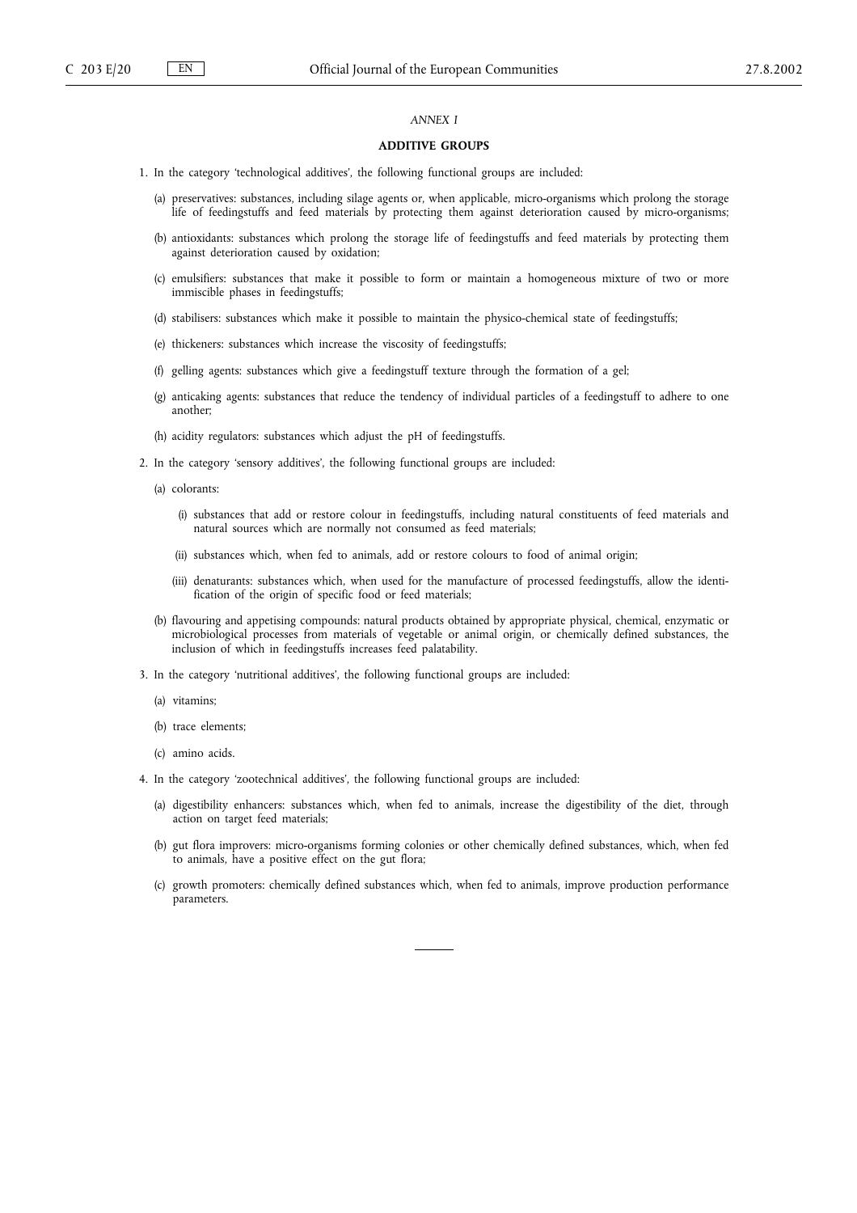*ANNEX I*

## ADDITIVE GROUPS

1. In the category 'technological additives', the following functional groups are included:

   (a) preservatives: substances, including silage agents or, when applicable, micro-organisms which prolong the storage life of feedingstuffs and feed materials by protecting them against deterioration caused by micro-organisms;

   (b) antioxidants: substances which prolong the storage life of feedingstuffs and feed materials by protecting them against deterioration caused by oxidation;

   (c) emulsifiers: substances that make it possible to form or maintain a homogeneous mixture of two or more immiscible phases in feedingstuffs;

   (d) stabilisers: substances which make it possible to maintain the physico-chemical state of feedingstuffs;

   (e) thickeners: substances which increase the viscosity of feedingstuffs;

   (f) gelling agents: substances which give a feedingstuff texture through the formation of a gel;

   (g) anticaking agents: substances that reduce the tendency of individual particles of a feedingstuff to adhere to one another;

   (h) acidity regulators: substances which adjust the pH of feedingstuffs.

2. In the category 'sensory additives', the following functional groups are included:

   (a) colorants:

      (i) substances that add or restore colour in feedingstuffs, including natural constituents of feed materials and natural sources which are normally not consumed as feed materials;

      (ii) substances which, when fed to animals, add or restore colours to food of animal origin;

      (iii) denaturants: substances which, when used for the manufacture of processed feedingstuffs, allow the identification of the origin of specific food or feed materials;

   (b) flavouring and appetising compounds: natural products obtained by appropriate physical, chemical, enzymatic or microbiological processes from materials of vegetable or animal origin, or chemically defined substances, the inclusion of which in feedingstuffs increases feed palatability.

3. In the category 'nutritional additives', the following functional groups are included:

   (a) vitamins;

   (b) trace elements;

   (c) amino acids.

4. In the category 'zootechnical additives', the following functional groups are included:

   (a) digestibility enhancers: substances which, when fed to animals, increase the digestibility of the diet, through action on target feed materials;

   (b) gut flora improvers: micro-organisms forming colonies or other chemically defined substances, which, when fed to animals, have a positive effect on the gut flora;

   (c) growth promoters: chemically defined substances which, when fed to animals, improve production performance parameters.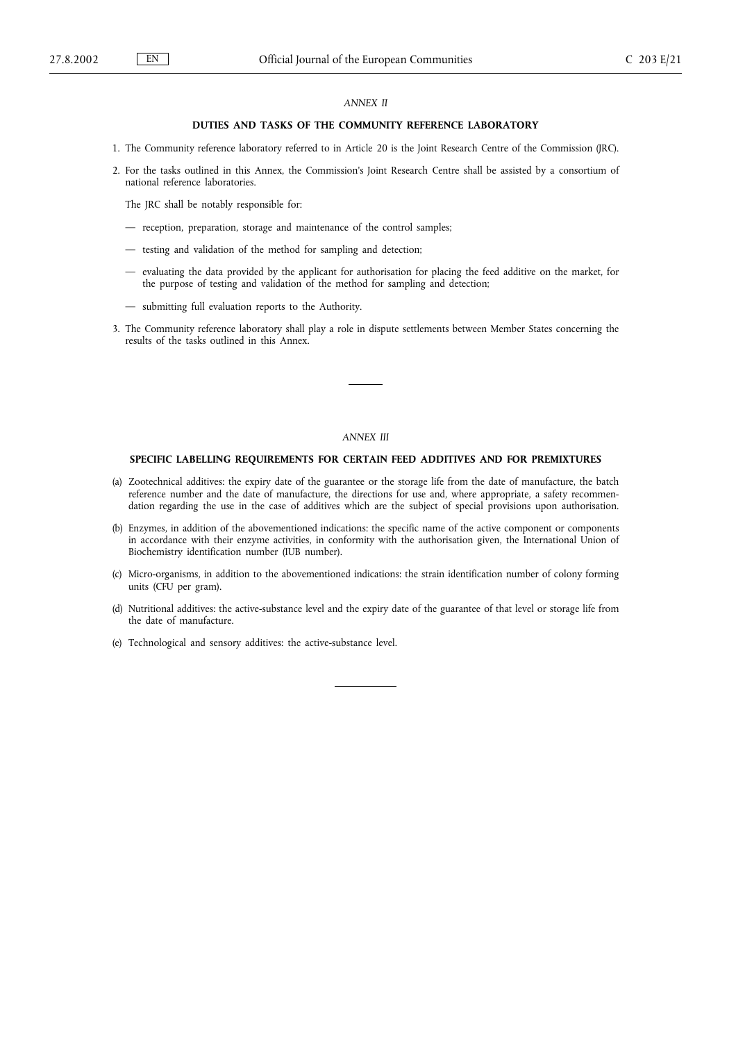*ANNEX II*

## DUTIES AND TASKS OF THE COMMUNITY REFERENCE LABORATORY

1. The Community reference laboratory referred to in Article 20 is the Joint Research Centre of the Commission (JRC).

2. For the tasks outlined in this Annex, the Commission's Joint Research Centre shall be assisted by a consortium of national reference laboratories.

   The JRC shall be notably responsible for:

   — reception, preparation, storage and maintenance of the control samples;

   — testing and validation of the method for sampling and detection;

   — evaluating the data provided by the applicant for authorisation for placing the feed additive on the market, for the purpose of testing and validation of the method for sampling and detection;

   — submitting full evaluation reports to the Authority.

3. The Community reference laboratory shall play a role in dispute settlements between Member States concerning the results of the tasks outlined in this Annex.

---

*ANNEX III*

## SPECIFIC LABELLING REQUIREMENTS FOR CERTAIN FEED ADDITIVES AND FOR PREMIXTURES

(a) Zootechnical additives: the expiry date of the guarantee or the storage life from the date of manufacture, the batch reference number and the date of manufacture, the directions for use and, where appropriate, a safety recommendation regarding the use in the case of additives which are the subject of special provisions upon authorisation.

(b) Enzymes, in addition of the abovementioned indications: the specific name of the active component or components in accordance with their enzyme activities, in conformity with the authorisation given, the International Union of Biochemistry identification number (IUB number).

(c) Micro-organisms, in addition to the abovementioned indications: the strain identification number of colony forming units (CFU per gram).

(d) Nutritional additives: the active-substance level and the expiry date of the guarantee of that level or storage life from the date of manufacture.

(e) Technological and sensory additives: the active-substance level.